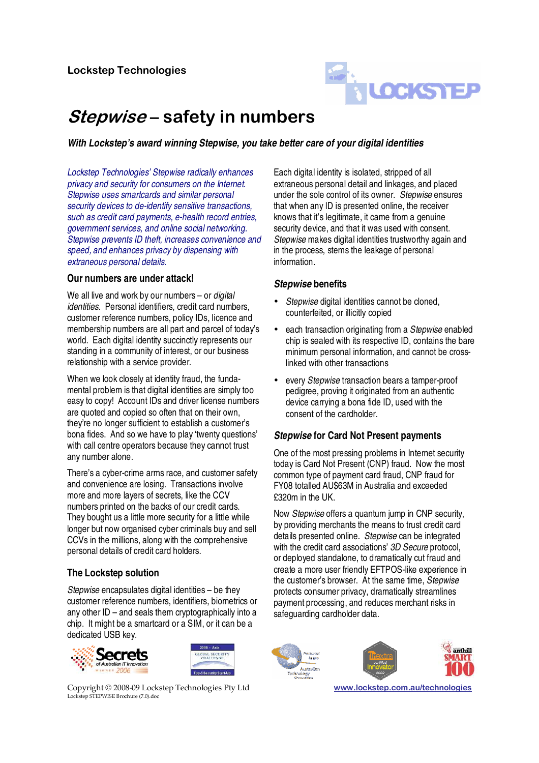Lockstep Technologies

# *Stepwise* – safety in numbers

***With Lockstep's award winning Stepwise, you take better care of your digital identities***

*Lockstep Technologies' Stepwise radically enhances privacy and security for consumers on the Internet. Stepwise uses smartcards and similar personal security devices to de-identify sensitive transactions, such as credit card payments, e-health record entries, government services, and online social networking. Stepwise prevents ID theft, increases convenience and speed, and enhances privacy by dispensing with extraneous personal details.*

## Our numbers are under attack!

We all live and work by our numbers – or *digital identities*. Personal identifiers, credit card numbers, customer reference numbers, policy IDs, licence and membership numbers are all part and parcel of today's world. Each digital identity succinctly represents our standing in a community of interest, or our business relationship with a service provider.

When we look closely at identity fraud, the fundamental problem is that digital identities are simply too easy to copy! Account IDs and driver license numbers are quoted and copied so often that on their own, they're no longer sufficient to establish a customer's bona fides. And so we have to play 'twenty questions' with call centre operators because they cannot trust any number alone.

There's a cyber-crime arms race, and customer safety and convenience are losing. Transactions involve more and more layers of secrets, like the CCV numbers printed on the backs of our credit cards. They bought us a little more security for a little while longer but now organised cyber criminals buy and sell CCVs in the millions, along with the comprehensive personal details of credit card holders.

## The Lockstep solution

*Stepwise* encapsulates digital identities – be they customer reference numbers, identifiers, biometrics or any other ID – and seals them cryptographically into a chip. It might be a smartcard or a SIM, or it can be a dedicated USB key.

Each digital identity is isolated, stripped of all extraneous personal detail and linkages, and placed under the sole control of its owner. *Stepwise* ensures that when any ID is presented online, the receiver knows that it's legitimate, it came from a genuine security device, and that it was used with consent. *Stepwise* makes digital identities trustworthy again and in the process, stems the leakage of personal information.

## *Stepwise* benefits

- *Stepwise* digital identities cannot be cloned, counterfeited, or illicitly copied
- each transaction originating from a *Stepwise* enabled chip is sealed with its respective ID, contains the bare minimum personal information, and cannot be cross-linked with other transactions
- every *Stepwise* transaction bears a tamper-proof pedigree, proving it originated from an authentic device carrying a bona fide ID, used with the consent of the cardholder.

## *Stepwise* for Card Not Present payments

One of the most pressing problems in Internet security today is Card Not Present (CNP) fraud. Now the most common type of payment card fraud, CNP fraud for FY08 totalled AU$63M in Australia and exceeded £320m in the UK.

Now *Stepwise* offers a quantum jump in CNP security, by providing merchants the means to trust credit card details presented online. *Stepwise* can be integrated with the credit card associations' *3D Secure* protocol, or deployed standalone, to dramatically cut fraud and create a more user friendly EFTPOS-like experience in the customer's browser. At the same time, *Stepwise* protects consumer privacy, dramatically streamlines payment processing, and reduces merchant risks in safeguarding cardholder data.

Secrets of Australian IT Innovation Winner 2006 | 2008 - Asia Global Security Challenge Top-5 Security Start-Up | Featured in the Australian Technology Showcase | Trexta certified Innovator 2009 | anthill SMART 100

Copyright © 2008-09 Lockstep Technologies Pty Ltd
Lockstep STEPWISE Brochure (7.0).doc

www.lockstep.com.au/technologies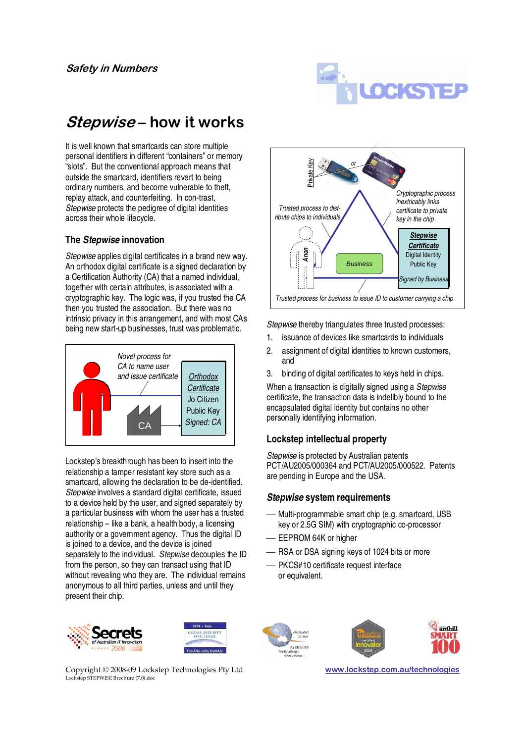*Safety in Numbers*

# *Stepwise* – how it works

It is well known that smartcards can store multiple personal identifiers in different "containers" or memory "slots". But the conventional approach means that outside the smartcard, identifiers revert to being ordinary numbers, and become vulnerable to theft, replay attack, and counterfeiting. In con-trast, *Stepwise* protects the pedigree of digital identities across their whole lifecycle.

## The *Stepwise* innovation

*Stepwise* applies digital certificates in a brand new way. An orthodox digital certificate is a signed declaration by a Certification Authority (CA) that a named individual, together with certain attributes, is associated with a cryptographic key. The logic was, if you trusted the CA then you trusted the association. But there was no intrinsic privacy in this arrangement, and with most CAs being new start-up businesses, trust was problematic.

*Novel process for CA to name user and issue certificate*

Orthodox Certificate
Jo Citizen
Public Key
*Signed: CA*

CA

Lockstep's breakthrough has been to insert into the relationship a tamper resistant key store such as a smartcard, allowing the declaration to be de-identified. *Stepwise* involves a standard digital certificate, issued to a device held by the user, and signed separately by a particular business with whom the user has a trusted relationship – like a bank, a health body, a licensing authority or a government agency. Thus the digital ID is joined to a device, and the device is joined separately to the individual. *Stepwise* decouples the ID from the person, so they can transact using that ID without revealing who they are. The individual remains anonymous to all third parties, unless and until they present their chip.

Private Key

or

*Cryptographic process inextricably links certificate to private key in the chip*

*Trusted process to distribute chips to individuals*

Anon

Business

Stepwise Certificate
Digital Identity
Public Key
*Signed by Business*

*Trusted process for business to issue ID to customer carrying a chip*

*Stepwise* thereby triangulates three trusted processes:

1. issuance of devices like smartcards to individuals
2. assignment of digital identities to known customers, and
3. binding of digital certificates to keys held in chips.

When a transaction is digitally signed using a *Stepwise* certificate, the transaction data is indelibly bound to the encapsulated digital identity but contains no other personally identifying information.

## Lockstep intellectual property

*Stepwise* is protected by Australian patents PCT/AU2005/000364 and PCT/AU2005/000522. Patents are pending in Europe and the USA.

## *Stepwise* system requirements

- Multi-programmable smart chip (e.g. smartcard, USB key or 2.5G SIM) with cryptographic co-processor
- EEPROM 64K or higher
- RSA or DSA signing keys of 1024 bits or more
- PKCS#10 certificate request interface or equivalent.

Copyright © 2008-09 Lockstep Technologies Pty Ltd
Lockstep STEPWISE Brochure (7.0).doc

www.lockstep.com.au/technologies